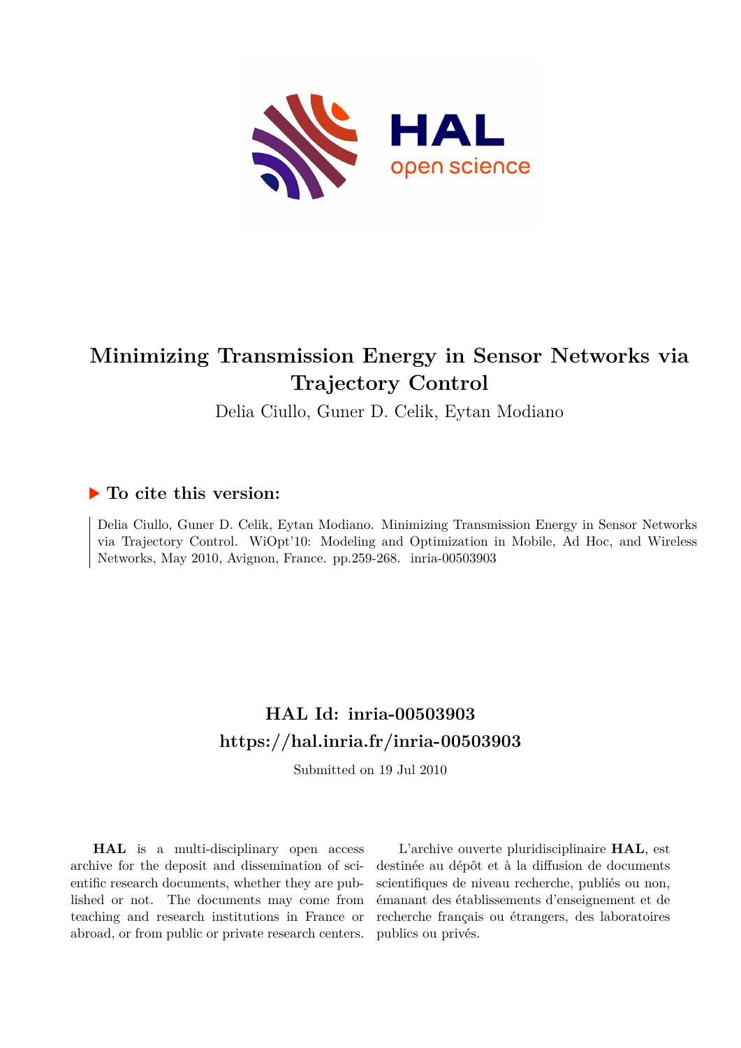# Minimizing Transmission Energy in Sensor Networks via Trajectory Control

Delia Ciullo, Guner D. Celik, Eytan Modiano

## ▶ To cite this version:

Delia Ciullo, Guner D. Celik, Eytan Modiano. Minimizing Transmission Energy in Sensor Networks via Trajectory Control. WiOpt'10: Modeling and Optimization in Mobile, Ad Hoc, and Wireless Networks, May 2010, Avignon, France. pp.259-268. inria-00503903

## HAL Id: inria-00503903
## https://hal.inria.fr/inria-00503903

Submitted on 19 Jul 2010

**HAL** is a multi-disciplinary open access archive for the deposit and dissemination of scientific research documents, whether they are published or not. The documents may come from teaching and research institutions in France or abroad, or from public or private research centers.

L'archive ouverte pluridisciplinaire **HAL**, est destinée au dépôt et à la diffusion de documents scientifiques de niveau recherche, publiés ou non, émanant des établissements d'enseignement et de recherche français ou étrangers, des laboratoires publics ou privés.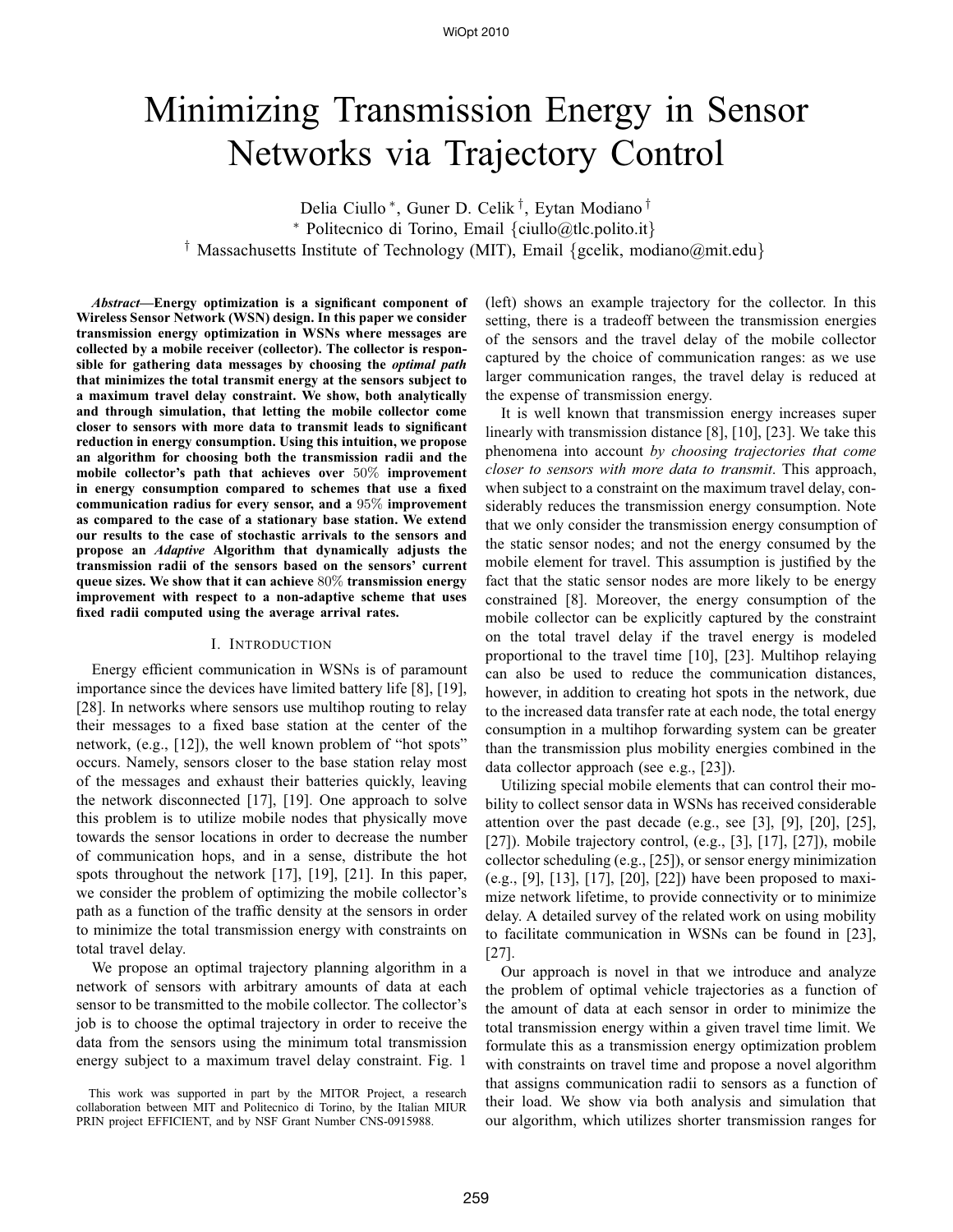# Minimizing Transmission Energy in Sensor Networks via Trajectory Control

Delia Ciullo [*], Guner D. Celik [†], Eytan Modiano [†]

[*] Politecnico di Torino, Email {ciullo@tlc.polito.it}

[†] Massachusetts Institute of Technology (MIT), Email {gcelik, modiano@mit.edu}

***Abstract*—Energy optimization is a significant component of Wireless Sensor Network (WSN) design. In this paper we consider transmission energy optimization in WSNs where messages are collected by a mobile receiver (collector). The collector is responsible for gathering data messages by choosing the *optimal path* that minimizes the total transmit energy at the sensors subject to a maximum travel delay constraint. We show, both analytically and through simulation, that letting the mobile collector come closer to sensors with more data to transmit leads to significant reduction in energy consumption. Using this intuition, we propose an algorithm for choosing both the transmission radii and the mobile collector's path that achieves over 50% improvement in energy consumption compared to schemes that use a fixed communication radius for every sensor, and a 95% improvement as compared to the case of a stationary base station. We extend our results to the case of stochastic arrivals to the sensors and propose an *Adaptive* Algorithm that dynamically adjusts the transmission radii of the sensors based on the sensors' current queue sizes. We show that it can achieve 80% transmission energy improvement with respect to a non-adaptive scheme that uses fixed radii computed using the average arrival rates.**

## I. Introduction

Energy efficient communication in WSNs is of paramount importance since the devices have limited battery life [8], [19], [28]. In networks where sensors use multihop routing to relay their messages to a fixed base station at the center of the network, (e.g., [12]), the well known problem of "hot spots" occurs. Namely, sensors closer to the base station relay most of the messages and exhaust their batteries quickly, leaving the network disconnected [17], [19]. One approach to solve this problem is to utilize mobile nodes that physically move towards the sensor locations in order to decrease the number of communication hops, and in a sense, distribute the hot spots throughout the network [17], [19], [21]. In this paper, we consider the problem of optimizing the mobile collector's path as a function of the traffic density at the sensors in order to minimize the total transmission energy with constraints on total travel delay.

We propose an optimal trajectory planning algorithm in a network of sensors with arbitrary amounts of data at each sensor to be transmitted to the mobile collector. The collector's job is to choose the optimal trajectory in order to receive the data from the sensors using the minimum total transmission energy subject to a maximum travel delay constraint. Fig. 1 (left) shows an example trajectory for the collector. In this setting, there is a tradeoff between the transmission energies of the sensors and the travel delay of the mobile collector captured by the choice of communication ranges: as we use larger communication ranges, the travel delay is reduced at the expense of transmission energy.

It is well known that transmission energy increases super linearly with transmission distance [8], [10], [23]. We take this phenomena into account *by choosing trajectories that come closer to sensors with more data to transmit*. This approach, when subject to a constraint on the maximum travel delay, considerably reduces the transmission energy consumption. Note that we only consider the transmission energy consumption of the static sensor nodes; and not the energy consumed by the mobile element for travel. This assumption is justified by the fact that the static sensor nodes are more likely to be energy constrained [8]. Moreover, the energy consumption of the mobile collector can be explicitly captured by the constraint on the total travel delay if the travel energy is modeled proportional to the travel time [10], [23]. Multihop relaying can also be used to reduce the communication distances, however, in addition to creating hot spots in the network, due to the increased data transfer rate at each node, the total energy consumption in a multihop forwarding system can be greater than the transmission plus mobility energies combined in the data collector approach (see e.g., [23]).

Utilizing special mobile elements that can control their mobility to collect sensor data in WSNs has received considerable attention over the past decade (e.g., see [3], [9], [20], [25], [27]). Mobile trajectory control, (e.g., [3], [17], [27]), mobile collector scheduling (e.g., [25]), or sensor energy minimization (e.g., [9], [13], [17], [20], [22]) have been proposed to maximize network lifetime, to provide connectivity or to minimize delay. A detailed survey of the related work on using mobility to facilitate communication in WSNs can be found in [23], [27].

Our approach is novel in that we introduce and analyze the problem of optimal vehicle trajectories as a function of the amount of data at each sensor in order to minimize the total transmission energy within a given travel time limit. We formulate this as a transmission energy optimization problem with constraints on travel time and propose a novel algorithm that assigns communication radii to sensors as a function of their load. We show via both analysis and simulation that our algorithm, which utilizes shorter transmission ranges for

This work was supported in part by the MITOR Project, a research collaboration between MIT and Politecnico di Torino, by the Italian MIUR PRIN project EFFICIENT, and by NSF Grant Number CNS-0915988.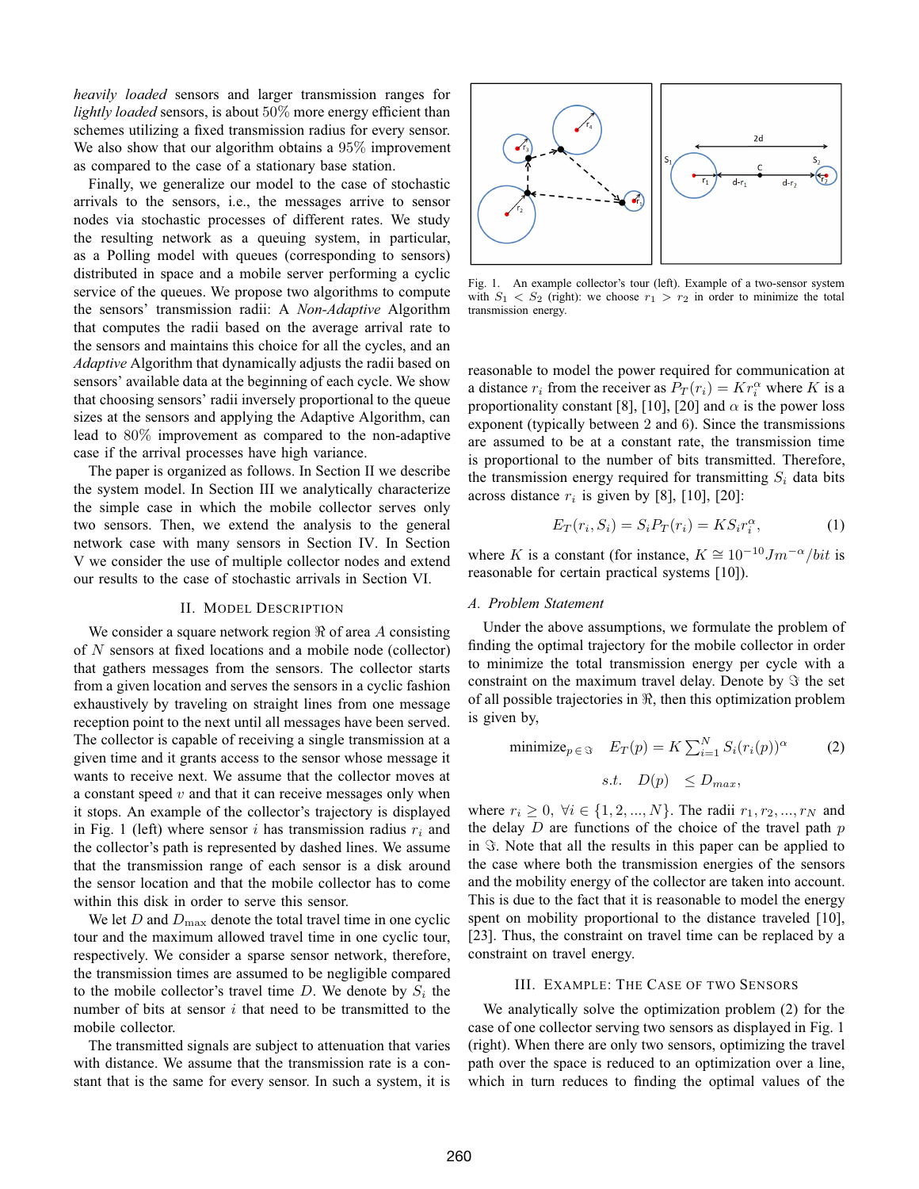*heavily loaded* sensors and larger transmission ranges for *lightly loaded* sensors, is about 50% more energy efficient than schemes utilizing a fixed transmission radius for every sensor. We also show that our algorithm obtains a 95% improvement as compared to the case of a stationary base station.

Finally, we generalize our model to the case of stochastic arrivals to the sensors, i.e., the messages arrive to sensor nodes via stochastic processes of different rates. We study the resulting network as a queuing system, in particular, as a Polling model with queues (corresponding to sensors) distributed in space and a mobile server performing a cyclic service of the queues. We propose two algorithms to compute the sensors' transmission radii: A *Non-Adaptive* Algorithm that computes the radii based on the average arrival rate to the sensors and maintains this choice for all the cycles, and an *Adaptive* Algorithm that dynamically adjusts the radii based on sensors' available data at the beginning of each cycle. We show that choosing sensors' radii inversely proportional to the queue sizes at the sensors and applying the Adaptive Algorithm, can lead to 80% improvement as compared to the non-adaptive case if the arrival processes have high variance.

The paper is organized as follows. In Section II we describe the system model. In Section III we analytically characterize the simple case in which the mobile collector serves only two sensors. Then, we extend the analysis to the general network case with many sensors in Section IV. In Section V we consider the use of multiple collector nodes and extend our results to the case of stochastic arrivals in Section VI.

## II. Model Description

We consider a square network region $\Re$ of area $A$ consisting of $N$ sensors at fixed locations and a mobile node (collector) that gathers messages from the sensors. The collector starts from a given location and serves the sensors in a cyclic fashion exhaustively by traveling on straight lines from one message reception point to the next until all messages have been served. The collector is capable of receiving a single transmission at a given time and it grants access to the sensor whose message it wants to receive next. We assume that the collector moves at a constant speed $v$ and that it can receive messages only when it stops. An example of the collector's trajectory is displayed in Fig. 1 (left) where sensor $i$ has transmission radius $r_i$ and the collector's path is represented by dashed lines. We assume that the transmission range of each sensor is a disk around the sensor location and that the mobile collector has to come within this disk in order to serve this sensor.

We let $D$ and $D_{\max}$ denote the total travel time in one cyclic tour and the maximum allowed travel time in one cyclic tour, respectively. We consider a sparse sensor network, therefore, the transmission times are assumed to be negligible compared to the mobile collector's travel time $D$. We denote by $S_i$ the number of bits at sensor $i$ that need to be transmitted to the mobile collector.

The transmitted signals are subject to attenuation that varies with distance. We assume that the transmission rate is a constant that is the same for every sensor. In such a system, it is reasonable to model the power required for communication at a distance $r_i$ from the receiver as $P_T(r_i) = Kr_i^{\alpha}$ where $K$ is a proportionality constant [8], [10], [20] and $\alpha$ is the power loss exponent (typically between 2 and 6). Since the transmissions are assumed to be at a constant rate, the transmission time is proportional to the number of bits transmitted. Therefore, the transmission energy required for transmitting $S_i$ data bits across distance $r_i$ is given by [8], [10], [20]:

$$E_T(r_i, S_i) = S_i P_T(r_i) = KS_i r_i^{\alpha}, \tag{1}$$

where $K$ is a constant (for instance, $K \cong 10^{-10} Jm^{-\alpha}/bit$ is reasonable for certain practical systems [10]).

Fig. 1. An example collector's tour (left). Example of a two-sensor system with $S_1 < S_2$ (right): we choose $r_1 > r_2$ in order to minimize the total transmission energy.

### A. Problem Statement

Under the above assumptions, we formulate the problem of finding the optimal trajectory for the mobile collector in order to minimize the total transmission energy per cycle with a constraint on the maximum travel delay. Denote by $\Im$ the set of all possible trajectories in $\Re$, then this optimization problem is given by,

$$\begin{aligned} \text{minimize}_{p \in \Im} \quad & E_T(p) = K \sum_{i=1}^{N} S_i (r_i(p))^{\alpha} \\ s.t. \quad & D(p) \quad \leq D_{max}, \end{aligned} \tag{2}$$

where $r_i \geq 0, \ \forall i \in \{1, 2, ..., N\}$. The radii $r_1, r_2, ..., r_N$ and the delay $D$ are functions of the choice of the travel path $p$ in $\Im$. Note that all the results in this paper can be applied to the case where both the transmission energies of the sensors and the mobility energy of the collector are taken into account. This is due to the fact that it is reasonable to model the energy spent on mobility proportional to the distance traveled [10], [23]. Thus, the constraint on travel time can be replaced by a constraint on travel energy.

## III. Example: The Case of Two Sensors

We analytically solve the optimization problem (2) for the case of one collector serving two sensors as displayed in Fig. 1 (right). When there are only two sensors, optimizing the travel path over the space is reduced to an optimization over a line, which in turn reduces to finding the optimal values of the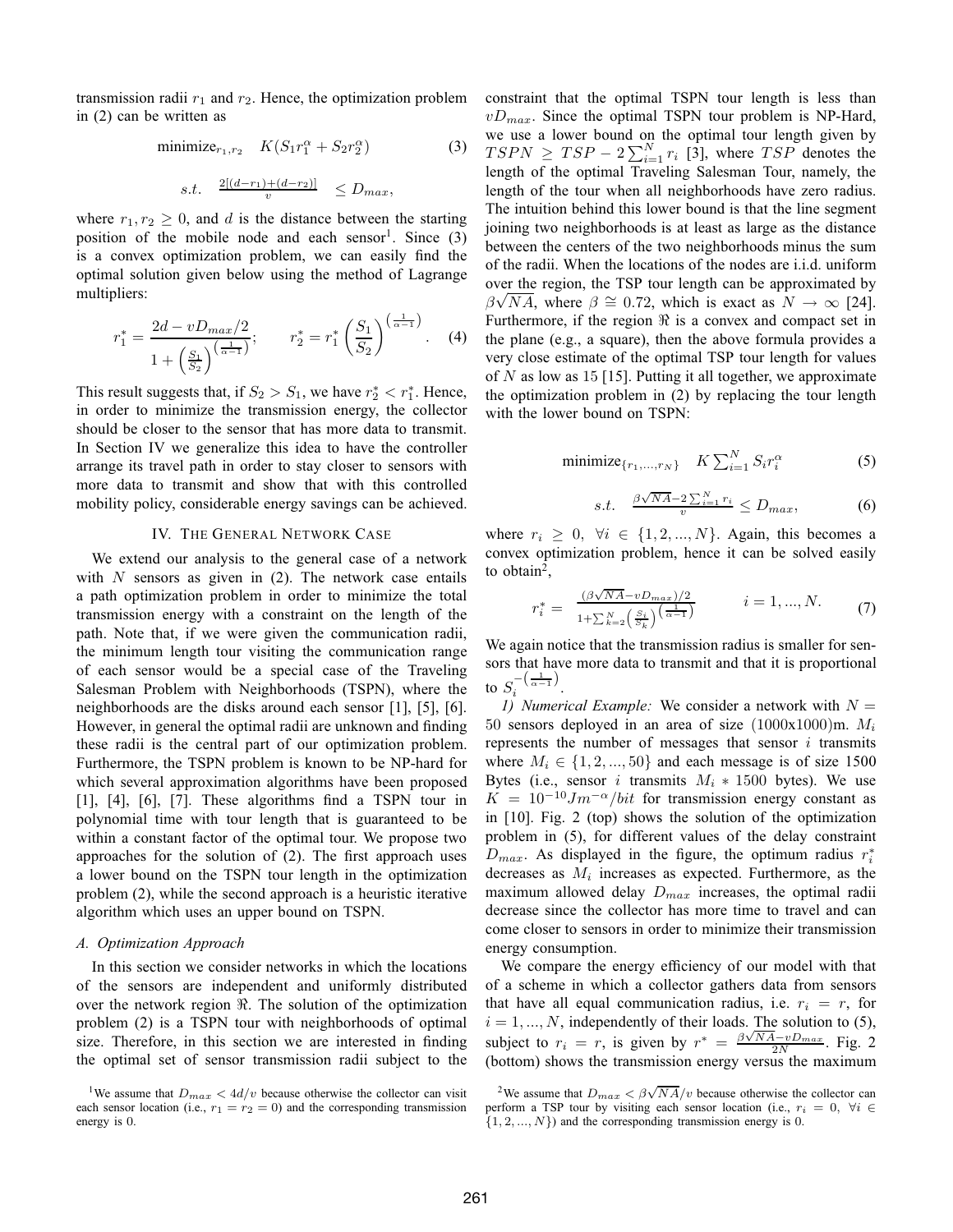transmission radii $r_1$ and $r_2$. Hence, the optimization problem in (2) can be written as

$$\text{minimize}_{r_1, r_2} \quad K(S_1 r_1^{\alpha} + S_2 r_2^{\alpha}) \tag{3}$$

$$s.t. \quad \frac{2[(d-r_1)+(d-r_2)]}{v} \leq D_{max},$$

where $r_1, r_2 \geq 0$, and $d$ is the distance between the starting position of the mobile node and each sensor[1]. Since (3) is a convex optimization problem, we can easily find the optimal solution given below using the method of Lagrange multipliers:

$$r_1^* = \frac{2d - vD_{max}/2}{1 + \left(\frac{S_1}{S_2}\right)^{\left(\frac{1}{\alpha-1}\right)}}; \qquad r_2^* = r_1^* \left(\frac{S_1}{S_2}\right)^{\left(\frac{1}{\alpha-1}\right)}. \tag{4}$$

This result suggests that, if $S_2 > S_1$, we have $r_2^* < r_1^*$. Hence, in order to minimize the transmission energy, the collector should be closer to the sensor that has more data to transmit. In Section IV we generalize this idea to have the controller arrange its travel path in order to stay closer to sensors with more data to transmit and show that with this controlled mobility policy, considerable energy savings can be achieved.

## IV. The General Network Case

We extend our analysis to the general case of a network with $N$ sensors as given in (2). The network case entails a path optimization problem in order to minimize the total transmission energy with a constraint on the length of the path. Note that, if we were given the communication radii, the minimum length tour visiting the communication range of each sensor would be a special case of the Traveling Salesman Problem with Neighborhoods (TSPN), where the neighborhoods are the disks around each sensor [1], [5], [6]. However, in general the optimal radii are unknown and finding these radii is the central part of our optimization problem. Furthermore, the TSPN problem is known to be NP-hard for which several approximation algorithms have been proposed [1], [4], [6], [7]. These algorithms find a TSPN tour in polynomial time with tour length that is guaranteed to be within a constant factor of the optimal tour. We propose two approaches for the solution of (2). The first approach uses a lower bound on the TSPN tour length in the optimization problem (2), while the second approach is a heuristic iterative algorithm which uses an upper bound on TSPN.

### *A. Optimization Approach*

In this section we consider networks in which the locations of the sensors are independent and uniformly distributed over the network region $\Re$. The solution of the optimization problem (2) is a TSPN tour with neighborhoods of optimal size. Therefore, in this section we are interested in finding the optimal set of sensor transmission radii subject to the constraint that the optimal TSPN tour length is less than $vD_{max}$. Since the optimal TSPN tour problem is NP-Hard, we use a lower bound on the optimal tour length given by $TSPN \geq TSP - 2\sum_{i=1}^{N} r_i$ [3], where $TSP$ denotes the length of the optimal Traveling Salesman Tour, namely, the length of the tour when all neighborhoods have zero radius. The intuition behind this lower bound is that the line segment joining two neighborhoods is at least as large as the distance between the centers of the two neighborhoods minus the sum of the radii. When the locations of the nodes are i.i.d. uniform over the region, the TSP tour length can be approximated by $\beta\sqrt{NA}$, where $\beta \cong 0.72$, which is exact as $N \to \infty$ [24]. Furthermore, if the region $\Re$ is a convex and compact set in the plane (e.g., a square), then the above formula provides a very close estimate of the optimal TSP tour length for values of $N$ as low as 15 [15]. Putting it all together, we approximate the optimization problem in (2) by replacing the tour length with the lower bound on TSPN:

$$\text{minimize}_{\{r_1,...,r_N\}} \quad K\sum_{i=1}^{N} S_i r_i^{\alpha} \tag{5}$$

$$s.t. \quad \frac{\beta\sqrt{NA} - 2\sum_{i=1}^{N} r_i}{v} \leq D_{max}, \tag{6}$$

where $r_i \geq 0, \ \forall i \in \{1, 2, ..., N\}$. Again, this becomes a convex optimization problem, hence it can be solved easily to obtain[2],

$$r_i^* = \frac{(\beta\sqrt{NA} - vD_{max})/2}{1 + \sum_{k=2}^{N}\left(\frac{S_i}{S_k}\right)^{\left(\frac{1}{\alpha-1}\right)}} \qquad i = 1, ..., N. \tag{7}$$

We again notice that the transmission radius is smaller for sensors that have more data to transmit and that it is proportional to $S_i^{-\left(\frac{1}{\alpha-1}\right)}$.

*1) Numerical Example:* We consider a network with $N = 50$ sensors deployed in an area of size (1000x1000)m. $M_i$ represents the number of messages that sensor $i$ transmits where $M_i \in \{1, 2, ..., 50\}$ and each message is of size 1500 Bytes (i.e., sensor $i$ transmits $M_i * 1500$ bytes). We use $K = 10^{-10} Jm^{-\alpha}/bit$ for transmission energy constant as in [10]. Fig. 2 (top) shows the solution of the optimization problem in (5), for different values of the delay constraint $D_{max}$. As displayed in the figure, the optimum radius $r_i^*$ decreases as $M_i$ increases as expected. Furthermore, as the maximum allowed delay $D_{max}$ increases, the optimal radii decrease since the collector has more time to travel and can come closer to sensors in order to minimize their transmission energy consumption.

We compare the energy efficiency of our model with that of a scheme in which a collector gathers data from sensors that have all equal communication radius, i.e. $r_i = r$, for $i = 1, ..., N$, independently of their loads. The solution to (5), subject to $r_i = r$, is given by $r^* = \frac{\beta\sqrt{NA} - vD_{max}}{2N}$. Fig. 2 (bottom) shows the transmission energy versus the maximum

[1] We assume that $D_{max} < 4d/v$ because otherwise the collector can visit each sensor location (i.e., $r_1 = r_2 = 0$) and the corresponding transmission energy is 0.

[2] We assume that $D_{max} < \beta\sqrt{NA}/v$ because otherwise the collector can perform a TSP tour by visiting each sensor location (i.e., $r_i = 0, \ \forall i \in \{1, 2, ..., N\}$) and the corresponding transmission energy is 0.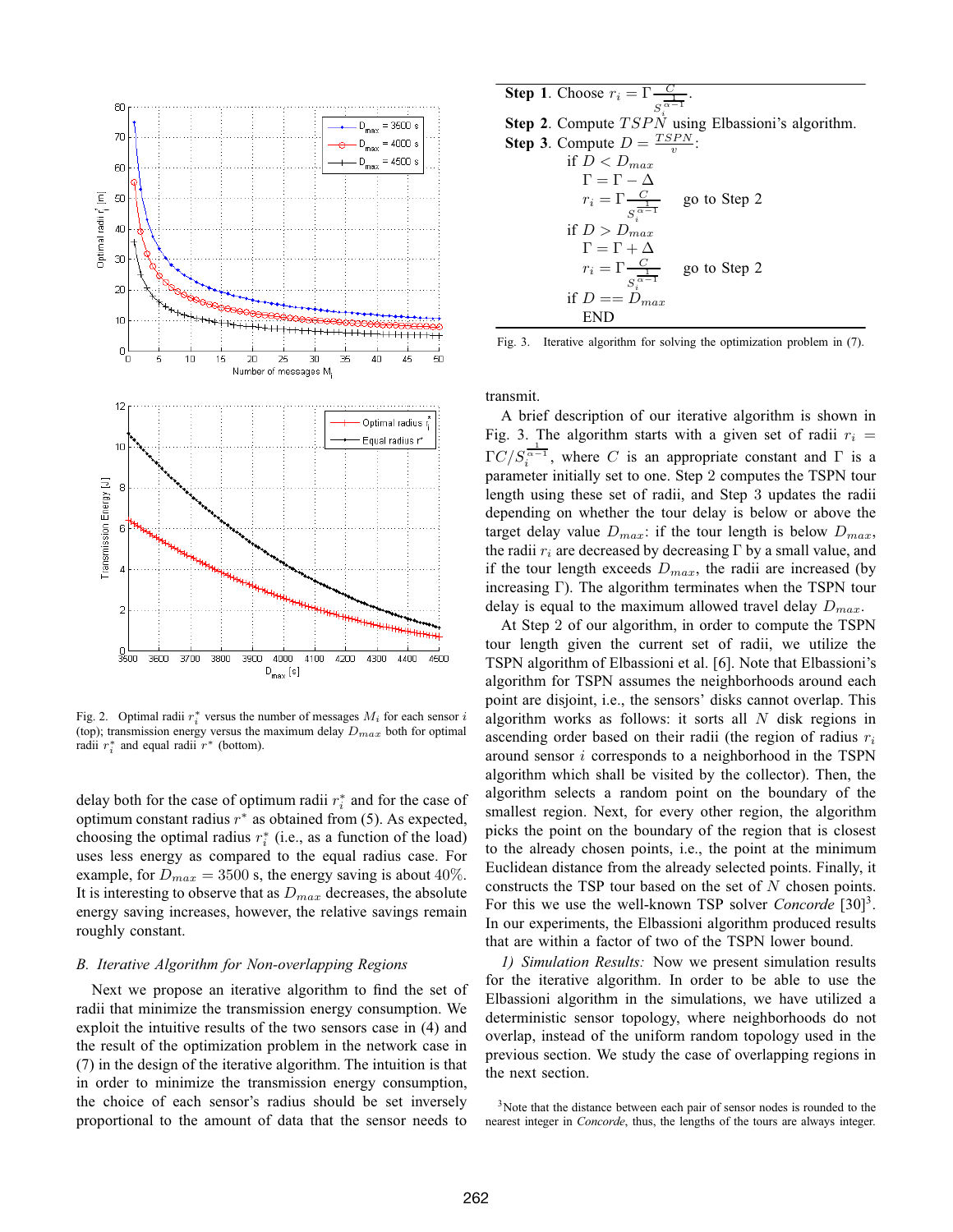Fig. 2. Optimal radii $r_i^*$ versus the number of messages $M_i$ for each sensor $i$ (top); transmission energy versus the maximum delay $D_{max}$ both for optimal radii $r_i^*$ and equal radii $r^*$ (bottom).

delay both for the case of optimum radii $r_i^*$ and for the case of optimum constant radius $r^*$ as obtained from (5). As expected, choosing the optimal radius $r_i^*$ (i.e., as a function of the load) uses less energy as compared to the equal radius case. For example, for $D_{max} = 3500$ s, the energy saving is about 40%. It is interesting to observe that as $D_{max}$ decreases, the absolute energy saving increases, however, the relative savings remain roughly constant.

### *B. Iterative Algorithm for Non-overlapping Regions*

Next we propose an iterative algorithm to find the set of radii that minimize the transmission energy consumption. We exploit the intuitive results of the two sensors case in (4) and the result of the optimization problem in the network case in (7) in the design of the iterative algorithm. The intuition is that in order to minimize the transmission energy consumption, the choice of each sensor's radius should be set inversely proportional to the amount of data that the sensor needs to transmit.

**Step 1**. Choose $r_i = \Gamma \frac{C}{S_i^{\frac{1}{\alpha-1}}}$.

**Step 2**. Compute $TSPN$ using Elbassioni's algorithm.

**Step 3**. Compute $D = \frac{TSPN}{v}$:

if $D < D_{max}$
  $\Gamma = \Gamma - \Delta$
  $r_i = \Gamma \frac{C}{S_i^{\frac{1}{\alpha-1}}}$  go to Step 2

if $D > D_{max}$
  $\Gamma = \Gamma + \Delta$
  $r_i = \Gamma \frac{C}{S_i^{\frac{1}{\alpha-1}}}$  go to Step 2

if $D == D_{max}$
  END

Fig. 3. Iterative algorithm for solving the optimization problem in (7).

A brief description of our iterative algorithm is shown in Fig. 3. The algorithm starts with a given set of radii $r_i = \Gamma C / S_i^{\frac{1}{\alpha-1}}$, where $C$ is an appropriate constant and $\Gamma$ is a parameter initially set to one. Step 2 computes the TSPN tour length using these set of radii, and Step 3 updates the radii depending on whether the tour delay is below or above the target delay value $D_{max}$: if the tour length is below $D_{max}$, the radii $r_i$ are decreased by decreasing $\Gamma$ by a small value, and if the tour length exceeds $D_{max}$, the radii are increased (by increasing $\Gamma$). The algorithm terminates when the TSPN tour delay is equal to the maximum allowed travel delay $D_{max}$.

At Step 2 of our algorithm, in order to compute the TSPN tour length given the current set of radii, we utilize the TSPN algorithm of Elbassioni et al. [6]. Note that Elbassioni's algorithm for TSPN assumes the neighborhoods around each point are disjoint, i.e., the sensors' disks cannot overlap. This algorithm works as follows: it sorts all $N$ disk regions in ascending order based on their radii (the region of radius $r_i$ around sensor $i$ corresponds to a neighborhood in the TSPN algorithm which shall be visited by the collector). Then, the algorithm selects a random point on the boundary of the smallest region. Next, for every other region, the algorithm picks the point on the boundary of the region that is closest to the already chosen points, i.e., the point at the minimum Euclidean distance from the already selected points. Finally, it constructs the TSP tour based on the set of $N$ chosen points. For this we use the well-known TSP solver *Concorde* [30][3]. In our experiments, the Elbassioni algorithm produced results that are within a factor of two of the TSPN lower bound.

*1) Simulation Results:* Now we present simulation results for the iterative algorithm. In order to be able to use the Elbassioni algorithm in the simulations, we have utilized a deterministic sensor topology, where neighborhoods do not overlap, instead of the uniform random topology used in the previous section. We study the case of overlapping regions in the next section.

[3]Note that the distance between each pair of sensor nodes is rounded to the nearest integer in *Concorde*, thus, the lengths of the tours are always integer.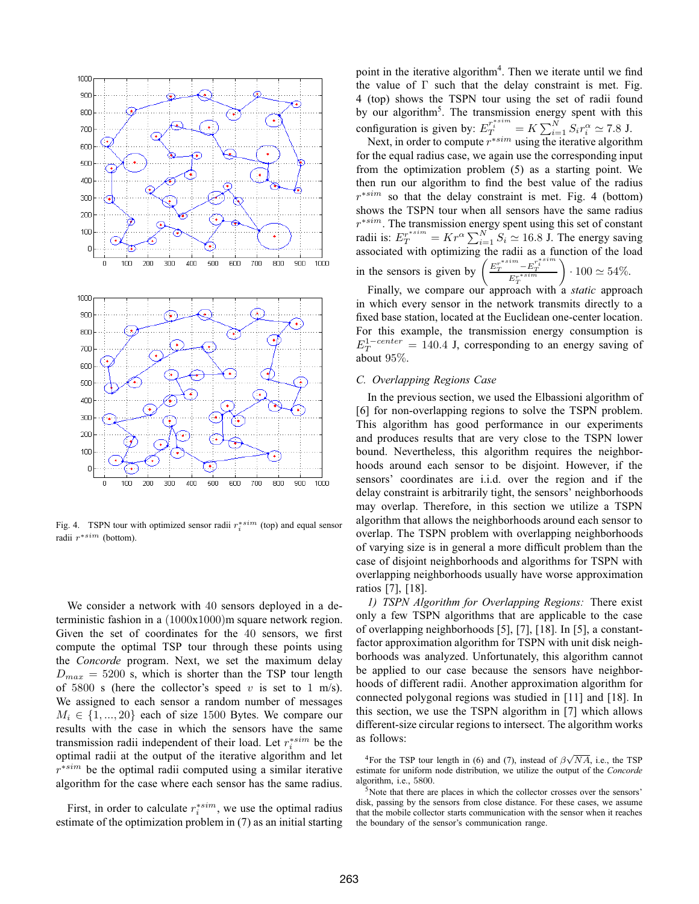Fig. 4. TSPN tour with optimized sensor radii $r_i^{*sim}$ (top) and equal sensor radii $r^{*sim}$ (bottom).

We consider a network with 40 sensors deployed in a deterministic fashion in a (1000x1000)m square network region. Given the set of coordinates for the 40 sensors, we first compute the optimal TSP tour through these points using the *Concorde* program. Next, we set the maximum delay $D_{max} = 5200$ s, which is shorter than the TSP tour length of 5800 s (here the collector's speed $v$ is set to 1 m/s). We assigned to each sensor a random number of messages $M_i \in \{1, ..., 20\}$ each of size 1500 Bytes. We compare our results with the case in which the sensors have the same transmission radii independent of their load. Let $r_i^{*sim}$ be the optimal radii at the output of the iterative algorithm and let $r^{*sim}$ be the optimal radii computed using a similar iterative algorithm for the case where each sensor has the same radius.

First, in order to calculate $r_i^{*sim}$, we use the optimal radius estimate of the optimization problem in (7) as an initial starting point in the iterative algorithm[4]. Then we iterate until we find the value of $\Gamma$ such that the delay constraint is met. Fig. 4 (top) shows the TSPN tour using the set of radii found by our algorithm[5]. The transmission energy spent with this configuration is given by: $E_T^{r_i^{*sim}} = K \sum_{i=1}^{N} S_i r_i^{\alpha} \simeq 7.8$ J.

Next, in order to compute $r^{*sim}$ using the iterative algorithm for the equal radius case, we again use the corresponding input from the optimization problem (5) as a starting point. We then run our algorithm to find the best value of the radius $r^{*sim}$ so that the delay constraint is met. Fig. 4 (bottom) shows the TSPN tour when all sensors have the same radius $r^{*sim}$. The transmission energy spent using this set of constant radii is: $E_T^{r^{*sim}} = K r^{\alpha} \sum_{i=1}^{N} S_i \simeq 16.8$ J. The energy saving associated with optimizing the radii as a function of the load in the sensors is given by $\left( \frac{E_T^{r^{*sim}} - E_T^{r_i^{*sim}}}{E_T^{r^{*sim}}} \right) \cdot 100 \simeq 54\%$.

Finally, we compare our approach with a *static* approach in which every sensor in the network transmits directly to a fixed base station, located at the Euclidean one-center location. For this example, the transmission energy consumption is $E_T^{1-center} = 140.4$ J, corresponding to an energy saving of about 95%.

### C. Overlapping Regions Case

In the previous section, we used the Elbassioni algorithm of [6] for non-overlapping regions to solve the TSPN problem. This algorithm has good performance in our experiments and produces results that are very close to the TSPN lower bound. Nevertheless, this algorithm requires the neighborhoods around each sensor to be disjoint. However, if the sensors' coordinates are i.i.d. over the region and if the delay constraint is arbitrarily tight, the sensors' neighborhoods may overlap. Therefore, in this section we utilize a TSPN algorithm that allows the neighborhoods around each sensor to overlap. The TSPN problem with overlapping neighborhoods of varying size is in general a more difficult problem than the case of disjoint neighborhoods and algorithms for TSPN with overlapping neighborhoods usually have worse approximation ratios [7], [18].

*1) TSPN Algorithm for Overlapping Regions:* There exist only a few TSPN algorithms that are applicable to the case of overlapping neighborhoods [5], [7], [18]. In [5], a constant-factor approximation algorithm for TSPN with unit disk neighborhoods was analyzed. Unfortunately, this algorithm cannot be applied to our case because the sensors have neighborhoods of different radii. Another approximation algorithm for connected polygonal regions was studied in [11] and [18]. In this section, we use the TSPN algorithm in [7] which allows different-size circular regions to intersect. The algorithm works as follows:

[4] For the TSP tour length in (6) and (7), instead of $\beta\sqrt{NA}$, i.e., the TSP estimate for uniform node distribution, we utilize the output of the *Concorde* algorithm, i.e., 5800.

[5] Note that there are places in which the collector crosses over the sensors' disk, passing by the sensors from close distance. For these cases, we assume that the mobile collector starts communication with the sensor when it reaches the boundary of the sensor's communication range.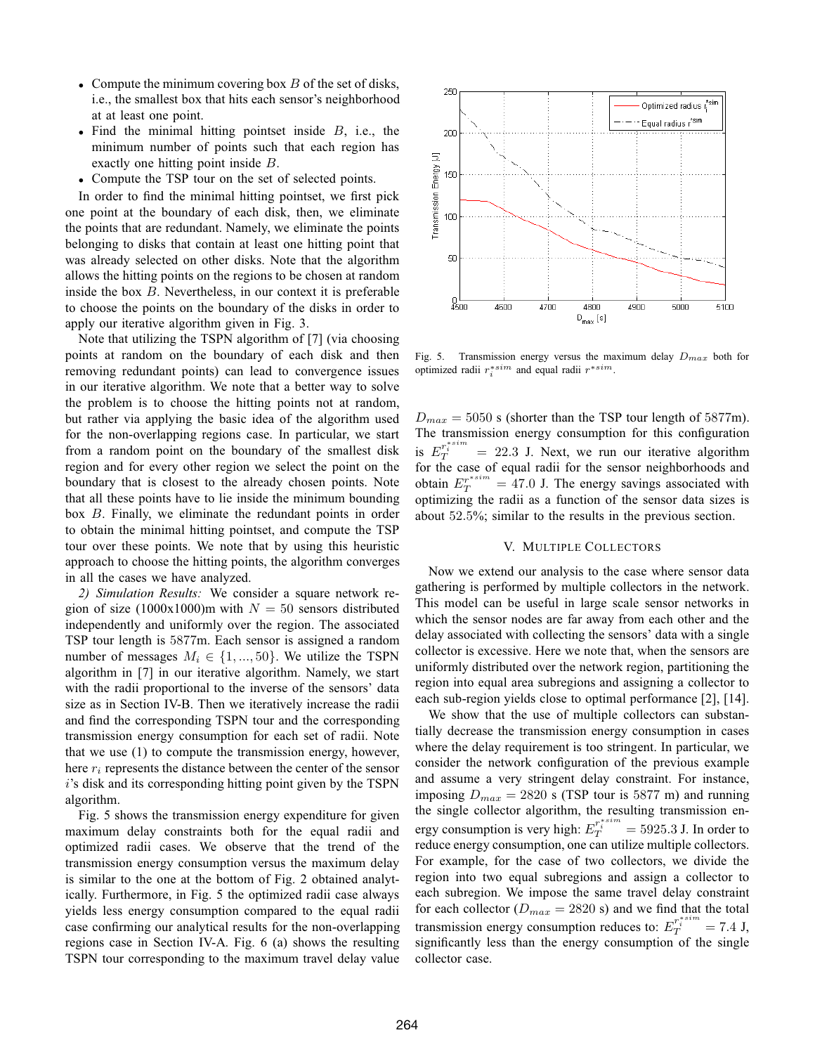- Compute the minimum covering box $B$ of the set of disks, i.e., the smallest box that hits each sensor's neighborhood at at least one point.
- Find the minimal hitting pointset inside $B$, i.e., the minimum number of points such that each region has exactly one hitting point inside $B$.
- Compute the TSP tour on the set of selected points.

In order to find the minimal hitting pointset, we first pick one point at the boundary of each disk, then, we eliminate the points that are redundant. Namely, we eliminate the points belonging to disks that contain at least one hitting point that was already selected on other disks. Note that the algorithm allows the hitting points on the regions to be chosen at random inside the box $B$. Nevertheless, in our context it is preferable to choose the points on the boundary of the disks in order to apply our iterative algorithm given in Fig. 3.

Note that utilizing the TSPN algorithm of [7] (via choosing points at random on the boundary of each disk and then removing redundant points) can lead to convergence issues in our iterative algorithm. We note that a better way to solve the problem is to choose the hitting points not at random, but rather via applying the basic idea of the algorithm used for the non-overlapping regions case. In particular, we start from a random point on the boundary of the smallest disk region and for every other region we select the point on the boundary that is closest to the already chosen points. Note that all these points have to lie inside the minimum bounding box $B$. Finally, we eliminate the redundant points in order to obtain the minimal hitting pointset, and compute the TSP tour over these points. We note that by using this heuristic approach to choose the hitting points, the algorithm converges in all the cases we have analyzed.

*2) Simulation Results:* We consider a square network region of size (1000x1000)m with $N = 50$ sensors distributed independently and uniformly over the region. The associated TSP tour length is 5877m. Each sensor is assigned a random number of messages $M_i \in \{1, ..., 50\}$. We utilize the TSPN algorithm in [7] in our iterative algorithm. Namely, we start with the radii proportional to the inverse of the sensors' data size as in Section IV-B. Then we iteratively increase the radii and find the corresponding TSPN tour and the corresponding transmission energy consumption for each set of radii. Note that we use (1) to compute the transmission energy, however, here $r_i$ represents the distance between the center of the sensor $i$'s disk and its corresponding hitting point given by the TSPN algorithm.

Fig. 5 shows the transmission energy expenditure for given maximum delay constraints both for the equal radii and optimized radii cases. We observe that the trend of the transmission energy consumption versus the maximum delay is similar to the one at the bottom of Fig. 2 obtained analytically. Furthermore, in Fig. 5 the optimized radii case always yields less energy consumption compared to the equal radii case confirming our analytical results for the non-overlapping regions case in Section IV-A. Fig. 6 (a) shows the resulting TSPN tour corresponding to the maximum travel delay value $D_{max} = 5050$ s (shorter than the TSP tour length of 5877m). The transmission energy consumption for this configuration is $E_T^{r_i^{*sim}} = 22.3$ J. Next, we run our iterative algorithm for the case of equal radii for the sensor neighborhoods and obtain $E_T^{r^{*sim}} = 47.0$ J. The energy savings associated with optimizing the radii as a function of the sensor data sizes is about 52.5%; similar to the results in the previous section.

Fig. 5. Transmission energy versus the maximum delay $D_{max}$ both for optimized radii $r_i^{*sim}$ and equal radii $r^{*sim}$.

## V. Multiple Collectors

Now we extend our analysis to the case where sensor data gathering is performed by multiple collectors in the network. This model can be useful in large scale sensor networks in which the sensor nodes are far away from each other and the delay associated with collecting the sensors' data with a single collector is excessive. Here we note that, when the sensors are uniformly distributed over the network region, partitioning the region into equal area subregions and assigning a collector to each sub-region yields close to optimal performance [2], [14].

We show that the use of multiple collectors can substantially decrease the transmission energy consumption in cases where the delay requirement is too stringent. In particular, we consider the network configuration of the previous example and assume a very stringent delay constraint. For instance, imposing $D_{max} = 2820$ s (TSP tour is 5877 m) and running the single collector algorithm, the resulting transmission energy consumption is very high: $E_T^{r_i^{*sim}} = 5925.3$ J. In order to reduce energy consumption, one can utilize multiple collectors. For example, for the case of two collectors, we divide the region into two equal subregions and assign a collector to each subregion. We impose the same travel delay constraint for each collector ($D_{max} = 2820$ s) and we find that the total transmission energy consumption reduces to: $E_T^{r_i^{*sim}} = 7.4$ J, significantly less than the energy consumption of the single collector case.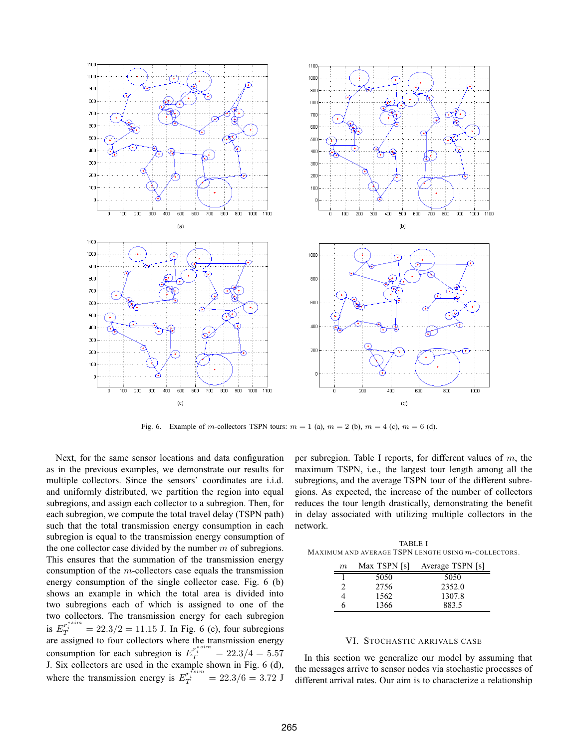Fig. 6. Example of $m$-collectors TSPN tours: $m = 1$ (a), $m = 2$ (b), $m = 4$ (c), $m = 6$ (d).

Next, for the same sensor locations and data configuration as in the previous examples, we demonstrate our results for multiple collectors. Since the sensors' coordinates are i.i.d. and uniformly distributed, we partition the region into equal subregions, and assign each collector to a subregion. Then, for each subregion, we compute the total travel delay (TSPN path) such that the total transmission energy consumption in each subregion is equal to the transmission energy consumption of the one collector case divided by the number $m$ of subregions. This ensures that the summation of the transmission energy consumption of the $m$-collectors case equals the transmission energy consumption of the single collector case. Fig. 6 (b) shows an example in which the total area is divided into two subregions each of which is assigned to one of the two collectors. The transmission energy for each subregion is $E_T^{r_i^{*sim}} = 22.3/2 = 11.15$ J. In Fig. 6 (c), four subregions are assigned to four collectors where the transmission energy consumption for each subregion is $E_T^{r_i^{*sim}} = 22.3/4 = 5.57$ J. Six collectors are used in the example shown in Fig. 6 (d), where the transmission energy $E_T^{r_i^{*sim}} = 22.3/6 = 3.72$ J per subregion. Table I reports, for different values of $m$, the maximum TSPN, i.e., the largest tour length among all the subregions, and the average TSPN tour of the different subregions. As expected, the increase of the number of collectors reduces the tour length drastically, demonstrating the benefit in delay associated with utilizing multiple collectors in the network.

TABLE I
MAXIMUM AND AVERAGE TSPN LENGTH USING $m$-COLLECTORS.

| $m$ | Max TSPN [s] | Average TSPN [s] |
|---|---|---|
| 1 | 5050 | 5050 |
| 2 | 2756 | 2352.0 |
| 4 | 1562 | 1307.8 |
| 6 | 1366 | 883.5 |

## VI. Stochastic Arrivals Case

In this section we generalize our model by assuming that the messages arrive to sensor nodes via stochastic processes of different arrival rates. Our aim is to characterize a relationship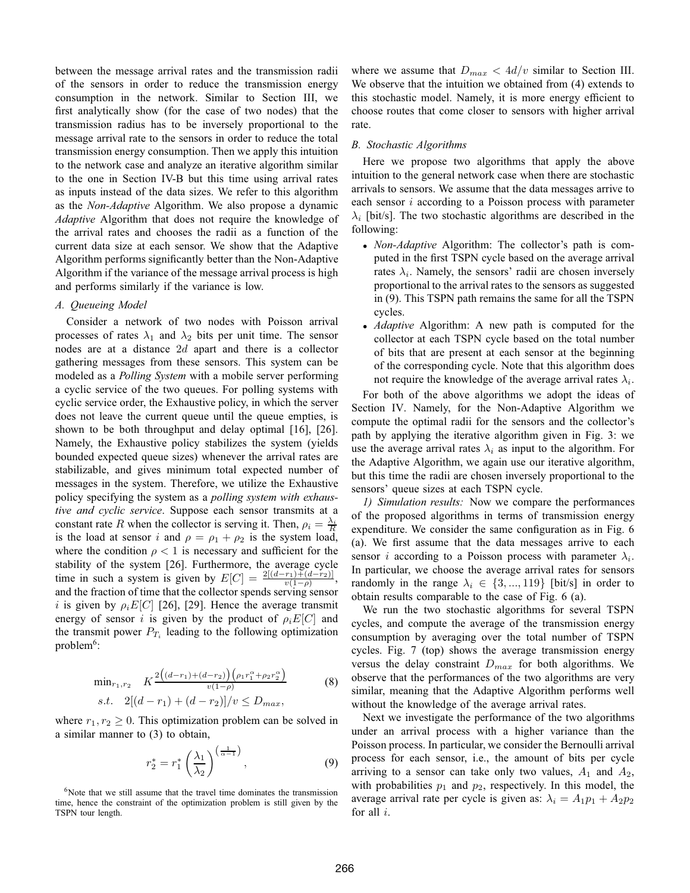between the message arrival rates and the transmission radii of the sensors in order to reduce the transmission energy consumption in the network. Similar to Section III, we first analytically show (for the case of two nodes) that the transmission radius has to be inversely proportional to the message arrival rate to the sensors in order to reduce the total transmission energy consumption. Then we apply this intuition to the network case and analyze an iterative algorithm similar to the one in Section IV-B but this time using arrival rates as inputs instead of the data sizes. We refer to this algorithm as the *Non-Adaptive* Algorithm. We also propose a dynamic *Adaptive* Algorithm that does not require the knowledge of the arrival rates and chooses the radii as a function of the current data size at each sensor. We show that the Adaptive Algorithm performs significantly better than the Non-Adaptive Algorithm if the variance of the message arrival process is high and performs similarly if the variance is low.

### A. Queueing Model

Consider a network of two nodes with Poisson arrival processes of rates $\lambda_1$ and $\lambda_2$ bits per unit time. The sensor nodes are at a distance $2d$ apart and there is a collector gathering messages from these sensors. This system can be modeled as a *Polling System* with a mobile server performing a cyclic service of the two queues. For polling systems with cyclic service order, the Exhaustive policy, in which the server does not leave the current queue until the queue empties, is shown to be both throughput and delay optimal [16], [26]. Namely, the Exhaustive policy stabilizes the system (yields bounded expected queue sizes) whenever the arrival rates are stabilizable, and gives minimum total expected number of messages in the system. Therefore, we utilize the Exhaustive policy specifying the system as a *polling system with exhaustive and cyclic service*. Suppose each sensor transmits at a constant rate $R$ when the collector is serving it. Then, $\rho_i = \frac{\lambda_i}{R}$ is the load at sensor $i$ and $\rho = \rho_1 + \rho_2$ is the system load, where the condition $\rho < 1$ is necessary and sufficient for the stability of the system [26]. Furthermore, the average cycle time in such a system is given by $E[C] = \frac{2[(d-r_1)+(d-r_2)]}{v(1-\rho)}$, and the fraction of time that the collector spends serving sensor $i$ is given by $\rho_i E[C]$ [26], [29]. Hence the average transmit energy of sensor $i$ is given by the product of $\rho_i E[C]$ and the transmit power $P_{T_i}$ leading to the following optimization problem[6]:

$$\min_{r_1,r_2} \quad K\frac{2\Big((d-r_1)+(d-r_2)\Big)\Big(\rho_1 r_1^{\alpha}+\rho_2 r_2^{\alpha}\Big)}{v(1-\rho)} \qquad (8)$$
$$s.t. \quad 2[(d-r_1)+(d-r_2)]/v \le D_{max},$$

where $r_1, r_2 \geq 0$. This optimization problem can be solved in a similar manner to (3) to obtain,

$$r_2^* = r_1^* \left(\frac{\lambda_1}{\lambda_2}\right)^{\left(\frac{1}{\alpha-1}\right)}, \qquad (9)$$

[6]Note that we still assume that the travel time dominates the transmission time, hence the constraint of the optimization problem is still given by the TSPN tour length.

where we assume that $D_{max} < 4d/v$ similar to Section III. We observe that the intuition we obtained from (4) extends to this stochastic model. Namely, it is more energy efficient to choose routes that come closer to sensors with higher arrival rate.

### B. Stochastic Algorithms

Here we propose two algorithms that apply the above intuition to the general network case when there are stochastic arrivals to sensors. We assume that the data messages arrive to each sensor $i$ according to a Poisson process with parameter $\lambda_i$ [bit/s]. The two stochastic algorithms are described in the following:

- *Non-Adaptive* Algorithm: The collector's path is computed in the first TSPN cycle based on the average arrival rates $\lambda_i$. Namely, the sensors' radii are chosen inversely proportional to the arrival rates to the sensors as suggested in (9). This TSPN path remains the same for all the TSPN cycles.
- *Adaptive* Algorithm: A new path is computed for the collector at each TSPN cycle based on the total number of bits that are present at each sensor at the beginning of the corresponding cycle. Note that this algorithm does not require the knowledge of the average arrival rates $\lambda_i$.

For both of the above algorithms we adopt the ideas of Section IV. Namely, for the Non-Adaptive Algorithm we compute the optimal radii for the sensors and the collector's path by applying the iterative algorithm given in Fig. 3: we use the average arrival rates $\lambda_i$ as input to the algorithm. For the Adaptive Algorithm, we again use our iterative algorithm, but this time the radii are chosen inversely proportional to the sensors' queue sizes at each TSPN cycle.

*1) Simulation results:* Now we compare the performances of the proposed algorithms in terms of transmission energy expenditure. We consider the same configuration as in Fig. 6 (a). We first assume that the data messages arrive to each sensor $i$ according to a Poisson process with parameter $\lambda_i$. In particular, we choose the average arrival rates for sensors randomly in the range $\lambda_i \in \{3, ..., 119\}$ [bit/s] in order to obtain results comparable to the case of Fig. 6 (a).

We run the two stochastic algorithms for several TSPN cycles, and compute the average of the transmission energy consumption by averaging over the total number of TSPN cycles. Fig. 7 (top) shows the average transmission energy versus the delay constraint $D_{max}$ for both algorithms. We observe that the performances of the two algorithms are very similar, meaning that the Adaptive Algorithm performs well without the knowledge of the average arrival rates.

Next we investigate the performance of the two algorithms under an arrival process with a higher variance than the Poisson process. In particular, we consider the Bernoulli arrival process for each sensor, i.e., the amount of bits per cycle arriving to a sensor can take only two values, $A_1$ and $A_2$, with probabilities $p_1$ and $p_2$, respectively. In this model, the average arrival rate per cycle is given as: $\lambda_i = A_1 p_1 + A_2 p_2$ for all $i$.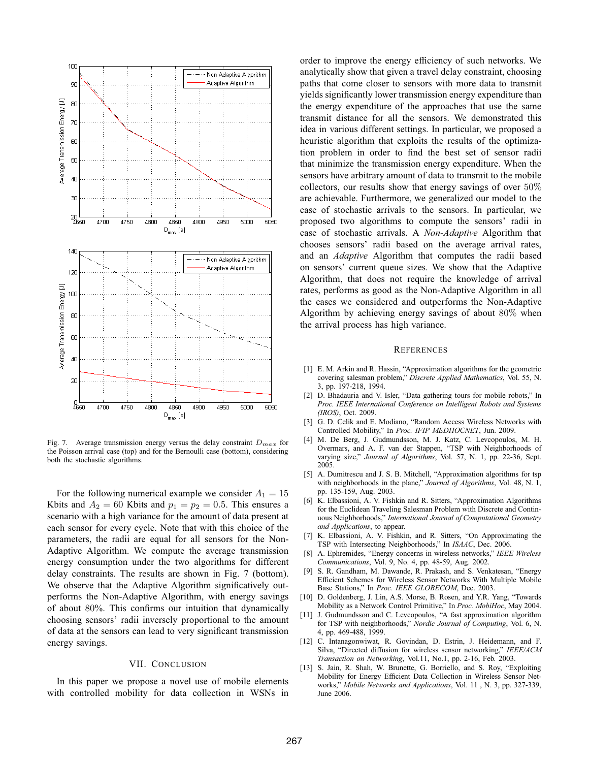Fig. 7. Average transmission energy versus the delay constraint $D_{max}$ for the Poisson arrival case (top) and for the Bernoulli case (bottom), considering both the stochastic algorithms.

For the following numerical example we consider $A_1 = 15$ Kbits and $A_2 = 60$ Kbits and $p_1 = p_2 = 0.5$. This ensures a scenario with a high variance for the amount of data present at each sensor for every cycle. Note that with this choice of the parameters, the radii are equal for all sensors for the Non-Adaptive Algorithm. We compute the average transmission energy consumption under the two algorithms for different delay constraints. The results are shown in Fig. 7 (bottom). We observe that the Adaptive Algorithm significatively outperforms the Non-Adaptive Algorithm, with energy savings of about 80%. This confirms our intuition that dynamically choosing sensors' radii inversely proportional to the amount of data at the sensors can lead to very significant transmission energy savings.

## VII. Conclusion

In this paper we propose a novel use of mobile elements with controlled mobility for data collection in WSNs in order to improve the energy efficiency of such networks. We analytically show that given a travel delay constraint, choosing paths that come closer to sensors with more data to transmit yields significantly lower transmission energy expenditure than the energy expenditure of the approaches that use the same transmit distance for all the sensors. We demonstrated this idea in various different settings. In particular, we proposed a heuristic algorithm that exploits the results of the optimization problem in order to find the best set of sensor radii that minimize the transmission energy expenditure. When the sensors have arbitrary amount of data to transmit to the mobile collectors, our results show that energy savings of over 50% are achievable. Furthermore, we generalized our model to the case of stochastic arrivals to the sensors. In particular, we proposed two algorithms to compute the sensors' radii in case of stochastic arrivals. A *Non-Adaptive* Algorithm that chooses sensors' radii based on the average arrival rates, and an *Adaptive* Algorithm that computes the radii based on sensors' current queue sizes. We show that the Adaptive Algorithm, that does not require the knowledge of arrival rates, performs as good as the Non-Adaptive Algorithm in all the cases we considered and outperforms the Non-Adaptive Algorithm by achieving energy savings of about 80% when the arrival process has high variance.

## References

[1] E. M. Arkin and R. Hassin, "Approximation algorithms for the geometric covering salesman problem," *Discrete Applied Mathematics*, Vol. 55, N. 3, pp. 197-218, 1994.

[2] D. Bhadauria and V. Isler, "Data gathering tours for mobile robots," In *Proc. IEEE International Conference on Intelligent Robots and Systems (IROS)*, Oct. 2009.

[3] G. D. Celik and E. Modiano, "Random Access Wireless Networks with Controlled Mobility," In *Proc. IFIP MEDHOCNET*, Jun. 2009.

[4] M. De Berg, J. Gudmundsson, M. J. Katz, C. Levcopoulos, M. H. Overmars, and A. F. van der Stappen, "TSP with Neighborhoods of varying size," *Journal of Algorithms*, Vol. 57, N. 1, pp. 22-36, Sept. 2005.

[5] A. Dumitrescu and J. S. B. Mitchell, "Approximation algorithms for tsp with neighborhoods in the plane," *Journal of Algorithms*, Vol. 48, N. 1, pp. 135-159, Aug. 2003.

[6] K. Elbassioni, A. V. Fishkin and R. Sitters, "Approximation Algorithms for the Euclidean Traveling Salesman Problem with Discrete and Continuous Neighborhoods," *International Journal of Computational Geometry and Applications*, to appear.

[7] K. Elbassioni, A. V. Fishkin, and R. Sitters, "On Approximating the TSP with Intersecting Neighborhoods," In *ISAAC*, Dec. 2006.

[8] A. Ephremides, "Energy concerns in wireless networks," *IEEE Wireless Communications*, Vol. 9, No. 4, pp. 48-59, Aug. 2002.

[9] S. R. Gandham, M. Dawande, R. Prakash, and S. Venkatesan, "Energy Efficient Schemes for Wireless Sensor Networks With Multiple Mobile Base Stations," In *Proc. IEEE GLOBECOM*, Dec. 2003.

[10] D. Goldenberg, J. Lin, A.S. Morse, B. Rosen, and Y.R. Yang, "Towards Mobility as a Network Control Primitive," In *Proc. MobiHoc*, May 2004.

[11] J. Gudmundsson and C. Levcopoulos, "A fast approximation algorithm for TSP with neighborhoods," *Nordic Journal of Computing*, Vol. 6, N. 4, pp. 469-488, 1999.

[12] C. Intanagonwiwat, R. Govindan, D. Estrin, J. Heidemann, and F. Silva, "Directed diffusion for wireless sensor networking," *IEEE/ACM Transaction on Networking*, Vol.11, No.1, pp. 2-16, Feb. 2003.

[13] S. Jain, R. Shah, W. Brunette, G. Borriello, and S. Roy, "Exploiting Mobility for Energy Efficient Data Collection in Wireless Sensor Networks," *Mobile Networks and Applications*, Vol. 11 , N. 3, pp. 327-339, June 2006.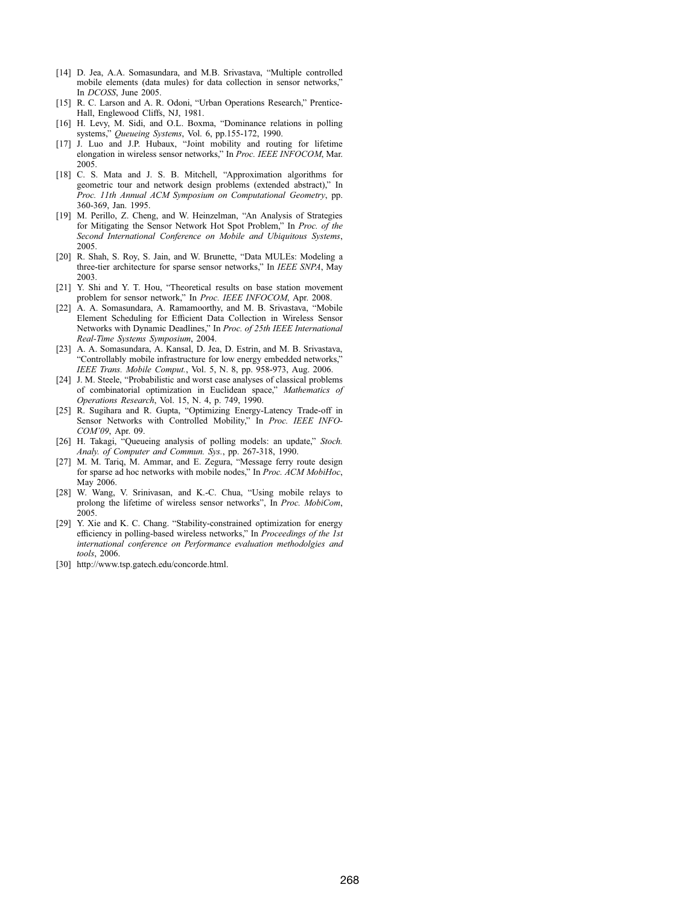[14] D. Jea, A.A. Somasundara, and M.B. Srivastava, "Multiple controlled mobile elements (data mules) for data collection in sensor networks," In *DCOSS*, June 2005.

[15] R. C. Larson and A. R. Odoni, "Urban Operations Research," Prentice-Hall, Englewood Cliffs, NJ, 1981.

[16] H. Levy, M. Sidi, and O.L. Boxma, "Dominance relations in polling systems," *Queueing Systems*, Vol. 6, pp.155-172, 1990.

[17] J. Luo and J.P. Hubaux, "Joint mobility and routing for lifetime elongation in wireless sensor networks," In *Proc. IEEE INFOCOM*, Mar. 2005.

[18] C. S. Mata and J. S. B. Mitchell, "Approximation algorithms for geometric tour and network design problems (extended abstract)," In *Proc. 11th Annual ACM Symposium on Computational Geometry*, pp. 360-369, Jan. 1995.

[19] M. Perillo, Z. Cheng, and W. Heinzelman, "An Analysis of Strategies for Mitigating the Sensor Network Hot Spot Problem," In *Proc. of the Second International Conference on Mobile and Ubiquitous Systems*, 2005.

[20] R. Shah, S. Roy, S. Jain, and W. Brunette, "Data MULEs: Modeling a three-tier architecture for sparse sensor networks," In *IEEE SNPA*, May 2003.

[21] Y. Shi and Y. T. Hou, "Theoretical results on base station movement problem for sensor network," In *Proc. IEEE INFOCOM*, Apr. 2008.

[22] A. A. Somasundara, A. Ramamoorthy, and M. B. Srivastava, "Mobile Element Scheduling for Efficient Data Collection in Wireless Sensor Networks with Dynamic Deadlines," In *Proc. of 25th IEEE International Real-Time Systems Symposium*, 2004.

[23] A. A. Somasundara, A. Kansal, D. Jea, D. Estrin, and M. B. Srivastava, "Controllably mobile infrastructure for low energy embedded networks," *IEEE Trans. Mobile Comput.*, Vol. 5, N. 8, pp. 958-973, Aug. 2006.

[24] J. M. Steele, "Probabilistic and worst case analyses of classical problems of combinatorial optimization in Euclidean space," *Mathematics of Operations Research*, Vol. 15, N. 4, p. 749, 1990.

[25] R. Sugihara and R. Gupta, "Optimizing Energy-Latency Trade-off in Sensor Networks with Controlled Mobility," In *Proc. IEEE INFOCOM'09*, Apr. 09.

[26] H. Takagi, "Queueing analysis of polling models: an update," *Stoch. Analy. of Computer and Commun. Sys.*, pp. 267-318, 1990.

[27] M. M. Tariq, M. Ammar, and E. Zegura, "Message ferry route design for sparse ad hoc networks with mobile nodes," In *Proc. ACM MobiHoc*, May 2006.

[28] W. Wang, V. Srinivasan, and K.-C. Chua, "Using mobile relays to prolong the lifetime of wireless sensor networks", In *Proc. MobiCom*, 2005.

[29] Y. Xie and K. C. Chang. "Stability-constrained optimization for energy efficiency in polling-based wireless networks," In *Proceedings of the 1st international conference on Performance evaluation methodolgies and tools*, 2006.

[30] http://www.tsp.gatech.edu/concorde.html.